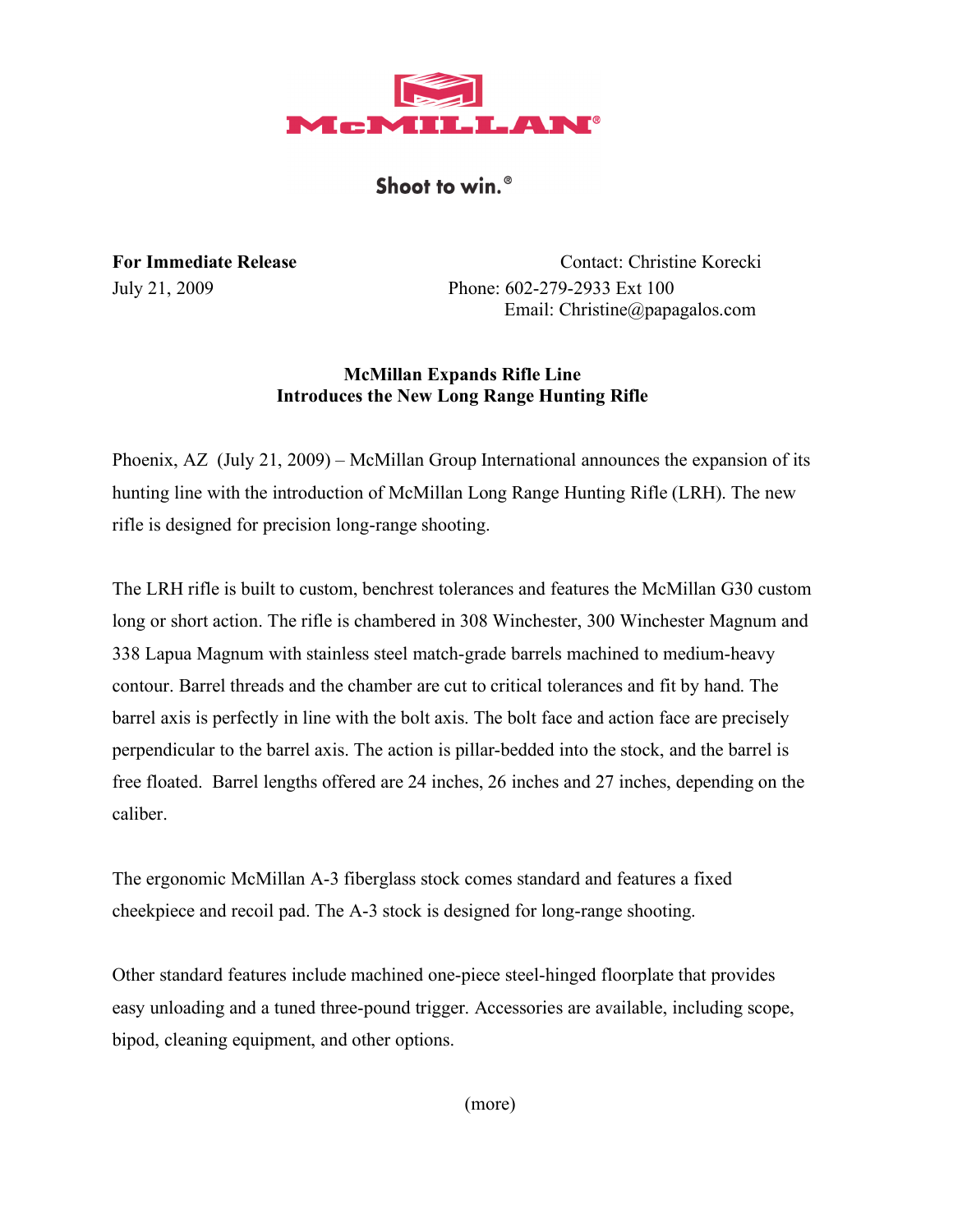McMILLAN®

Shoot to win.®

**For Immediate Release**
July 21, 2009

Contact: Christine Korecki
Phone: 602-279-2933 Ext 100
Email: Christine@papagalos.com

**McMillan Expands Rifle Line**
**Introduces the New Long Range Hunting Rifle**

Phoenix, AZ (July 21, 2009) – McMillan Group International announces the expansion of its hunting line with the introduction of McMillan Long Range Hunting Rifle (LRH). The new rifle is designed for precision long-range shooting.

The LRH rifle is built to custom, benchrest tolerances and features the McMillan G30 custom long or short action. The rifle is chambered in 308 Winchester, 300 Winchester Magnum and 338 Lapua Magnum with stainless steel match-grade barrels machined to medium-heavy contour. Barrel threads and the chamber are cut to critical tolerances and fit by hand. The barrel axis is perfectly in line with the bolt axis. The bolt face and action face are precisely perpendicular to the barrel axis. The action is pillar-bedded into the stock, and the barrel is free floated. Barrel lengths offered are 24 inches, 26 inches and 27 inches, depending on the caliber.

The ergonomic McMillan A-3 fiberglass stock comes standard and features a fixed cheekpiece and recoil pad. The A-3 stock is designed for long-range shooting.

Other standard features include machined one-piece steel-hinged floorplate that provides easy unloading and a tuned three-pound trigger. Accessories are available, including scope, bipod, cleaning equipment, and other options.

(more)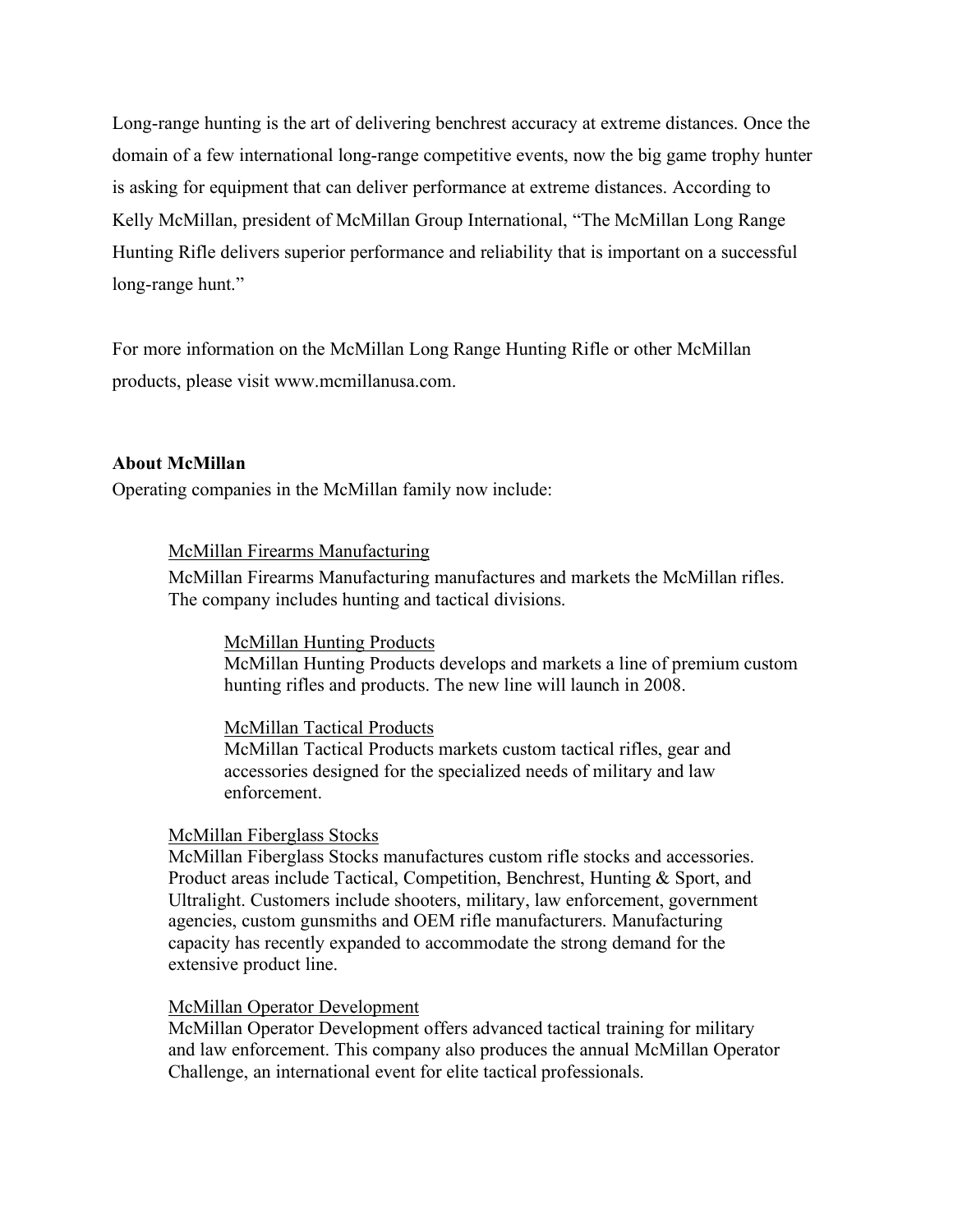Long-range hunting is the art of delivering benchrest accuracy at extreme distances. Once the domain of a few international long-range competitive events, now the big game trophy hunter is asking for equipment that can deliver performance at extreme distances. According to Kelly McMillan, president of McMillan Group International, "The McMillan Long Range Hunting Rifle delivers superior performance and reliability that is important on a successful long-range hunt."

For more information on the McMillan Long Range Hunting Rifle or other McMillan products, please visit www.mcmillanusa.com.

**About McMillan**

Operating companies in the McMillan family now include:

McMillan Firearms Manufacturing

McMillan Firearms Manufacturing manufactures and markets the McMillan rifles. The company includes hunting and tactical divisions.

McMillan Hunting Products

McMillan Hunting Products develops and markets a line of premium custom hunting rifles and products. The new line will launch in 2008.

McMillan Tactical Products

McMillan Tactical Products markets custom tactical rifles, gear and accessories designed for the specialized needs of military and law enforcement.

McMillan Fiberglass Stocks

McMillan Fiberglass Stocks manufactures custom rifle stocks and accessories. Product areas include Tactical, Competition, Benchrest, Hunting & Sport, and Ultralight. Customers include shooters, military, law enforcement, government agencies, custom gunsmiths and OEM rifle manufacturers. Manufacturing capacity has recently expanded to accommodate the strong demand for the extensive product line.

McMillan Operator Development

McMillan Operator Development offers advanced tactical training for military and law enforcement. This company also produces the annual McMillan Operator Challenge, an international event for elite tactical professionals.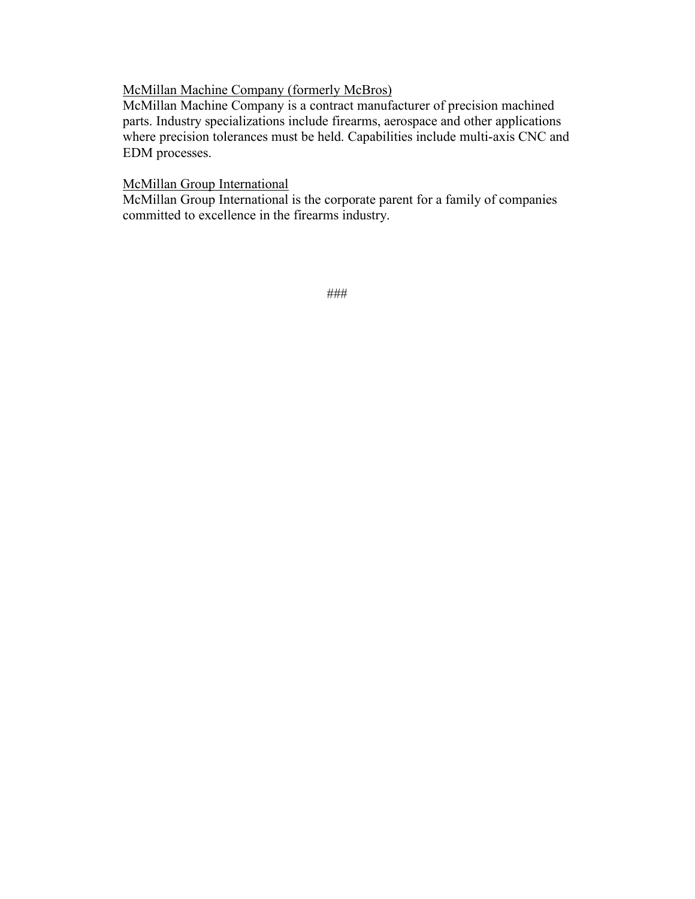McMillan Machine Company (formerly McBros)

McMillan Machine Company is a contract manufacturer of precision machined parts. Industry specializations include firearms, aerospace and other applications where precision tolerances must be held. Capabilities include multi-axis CNC and EDM processes.

McMillan Group International

McMillan Group International is the corporate parent for a family of companies committed to excellence in the firearms industry.

###